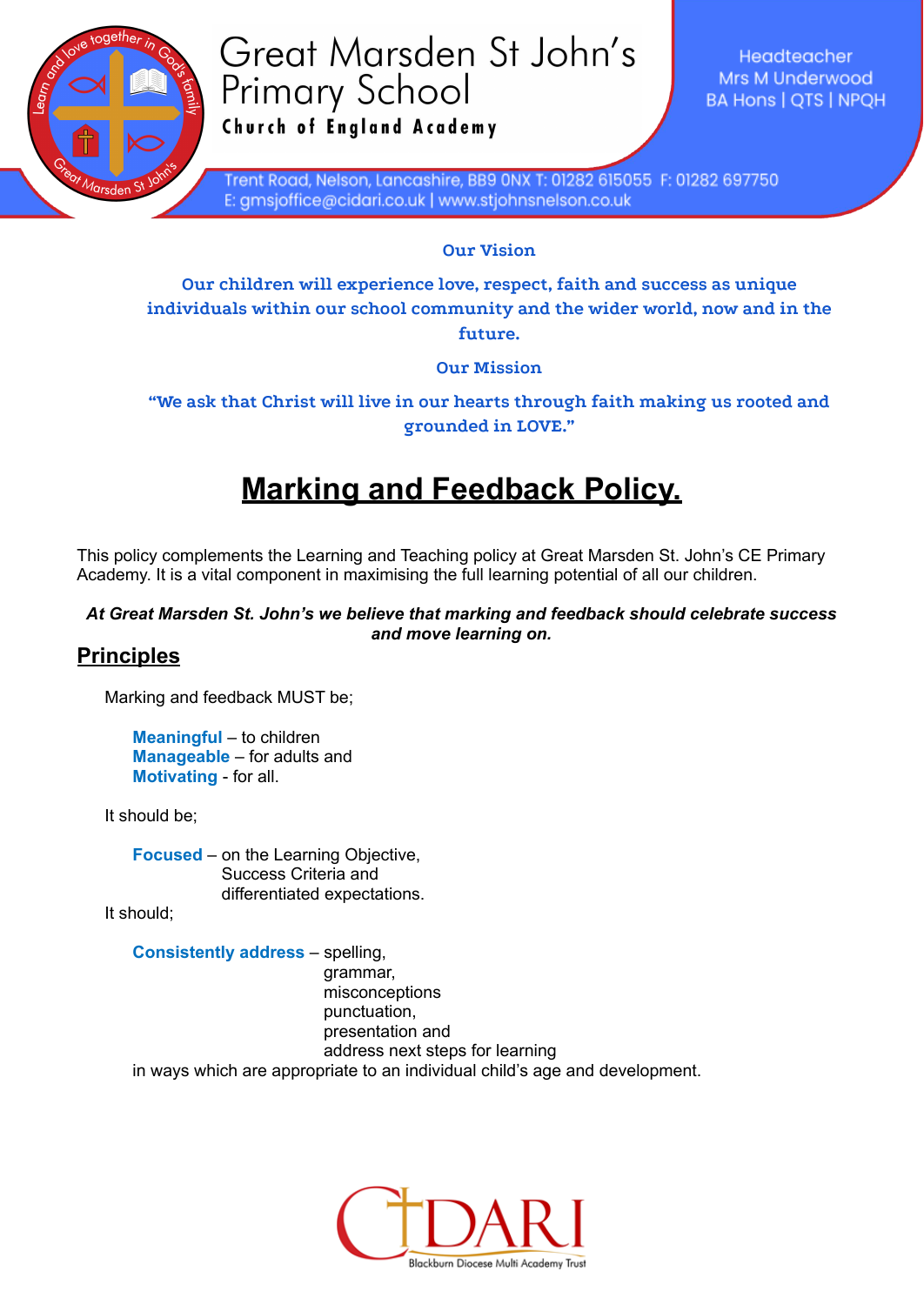Great Marsden St John's Primary School

Church of England Academy

Headteacher
Mrs M Underwood
BA Hons | QTS | NPQH

Trent Road, Nelson, Lancashire, BB9 0NX T: 01282 615055 F: 01282 697750
E: gmsjoffice@cidari.co.uk | www.stjohnsnelson.co.uk

**Our Vision**

**Our children will experience love, respect, faith and success as unique individuals within our school community and the wider world, now and in the future.**

**Our Mission**

**"We ask that Christ will live in our hearts through faith making us rooted and grounded in LOVE."**

# Marking and Feedback Policy.

This policy complements the Learning and Teaching policy at Great Marsden St. John's CE Primary Academy. It is a vital component in maximising the full learning potential of all our children.

***At Great Marsden St. John's we believe that marking and feedback should celebrate success and move learning on.***

## Principles

Marking and feedback MUST be;

**Meaningful** – to children
**Manageable** – for adults and
**Motivating** - for all.

It should be;

**Focused** – on the Learning Objective,
Success Criteria and
differentiated expectations.

It should;

**Consistently address** – spelling,
grammar,
misconceptions
punctuation,
presentation and
address next steps for learning

in ways which are appropriate to an individual child's age and development.

CIDARI Blackburn Diocese Multi Academy Trust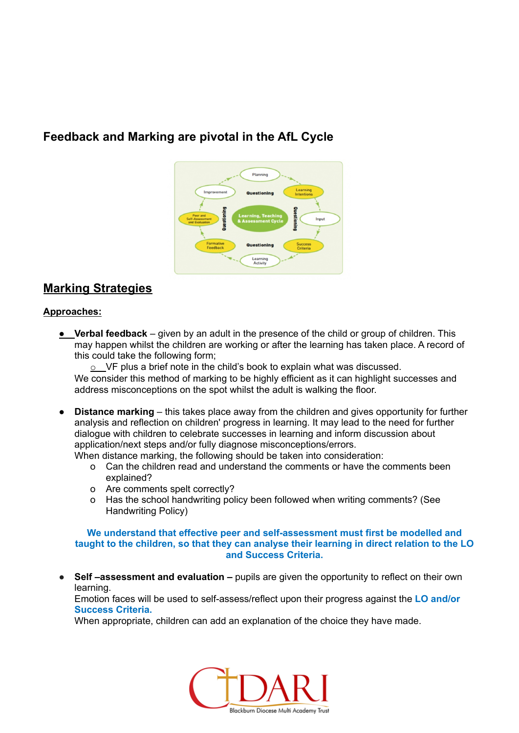## Feedback and Marking are pivotal in the AfL Cycle

## Marking Strategies

**Approaches:**

- **Verbal feedback** – given by an adult in the presence of the child or group of children. This may happen whilst the children are working or after the learning has taken place. A record of this could take the following form;
  - VF plus a brief note in the child's book to explain what was discussed.

  We consider this method of marking to be highly efficient as it can highlight successes and address misconceptions on the spot whilst the adult is walking the floor.

- **Distance marking** – this takes place away from the children and gives opportunity for further analysis and reflection on children' progress in learning. It may lead to the need for further dialogue with children to celebrate successes in learning and inform discussion about application/next steps and/or fully diagnose misconceptions/errors.
  When distance marking, the following should be taken into consideration:
  - Can the children read and understand the comments or have the comments been explained?
  - Are comments spelt correctly?
  - Has the school handwriting policy been followed when writing comments? (See Handwriting Policy)

**We understand that effective peer and self-assessment must first be modelled and taught to the children, so that they can analyse their learning in direct relation to the LO and Success Criteria.**

- **Self –assessment and evaluation –** pupils are given the opportunity to reflect on their own learning.
  Emotion faces will be used to self-assess/reflect upon their progress against the **LO and/or Success Criteria.**
  When appropriate, children can add an explanation of the choice they have made.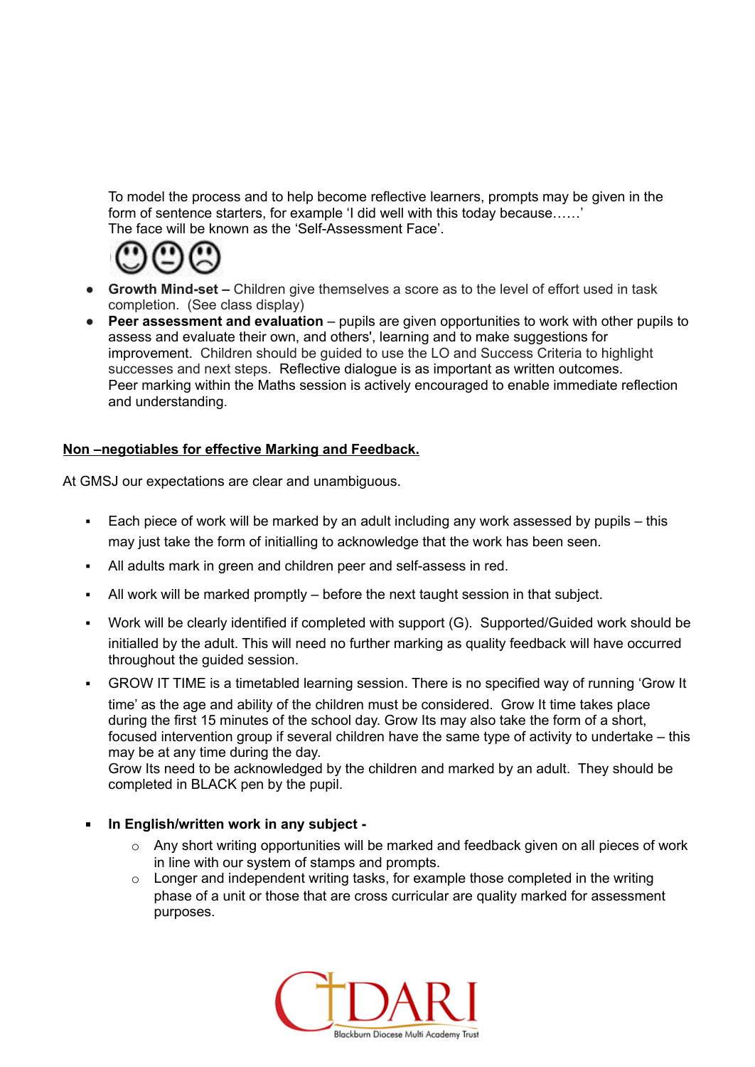To model the process and to help become reflective learners, prompts may be given in the form of sentence starters, for example 'I did well with this today because……'
The face will be known as the 'Self-Assessment Face'.

- **Growth Mind-set –** Children give themselves a score as to the level of effort used in task completion. (See class display)
- **Peer assessment and evaluation** – pupils are given opportunities to work with other pupils to assess and evaluate their own, and others', learning and to make suggestions for improvement. Children should be guided to use the LO and Success Criteria to highlight successes and next steps. Reflective dialogue is as important as written outcomes.
  Peer marking within the Maths session is actively encouraged to enable immediate reflection and understanding.

**<u>Non –negotiables for effective Marking and Feedback.</u>**

At GMSJ our expectations are clear and unambiguous.

- Each piece of work will be marked by an adult including any work assessed by pupils – this may just take the form of initialling to acknowledge that the work has been seen.
- All adults mark in green and children peer and self-assess in red.
- All work will be marked promptly – before the next taught session in that subject.
- Work will be clearly identified if completed with support (G). Supported/Guided work should be initialled by the adult. This will need no further marking as quality feedback will have occurred throughout the guided session.
- GROW IT TIME is a timetabled learning session. There is no specified way of running 'Grow It time' as the age and ability of the children must be considered. Grow It time takes place during the first 15 minutes of the school day. Grow Its may also take the form of a short, focused intervention group if several children have the same type of activity to undertake – this may be at any time during the day.
  Grow Its need to be acknowledged by the children and marked by an adult. They should be completed in BLACK pen by the pupil.

- **In English/written work in any subject -**
  - Any short writing opportunities will be marked and feedback given on all pieces of work in line with our system of stamps and prompts.
  - Longer and independent writing tasks, for example those completed in the writing phase of a unit or those that are cross curricular are quality marked for assessment purposes.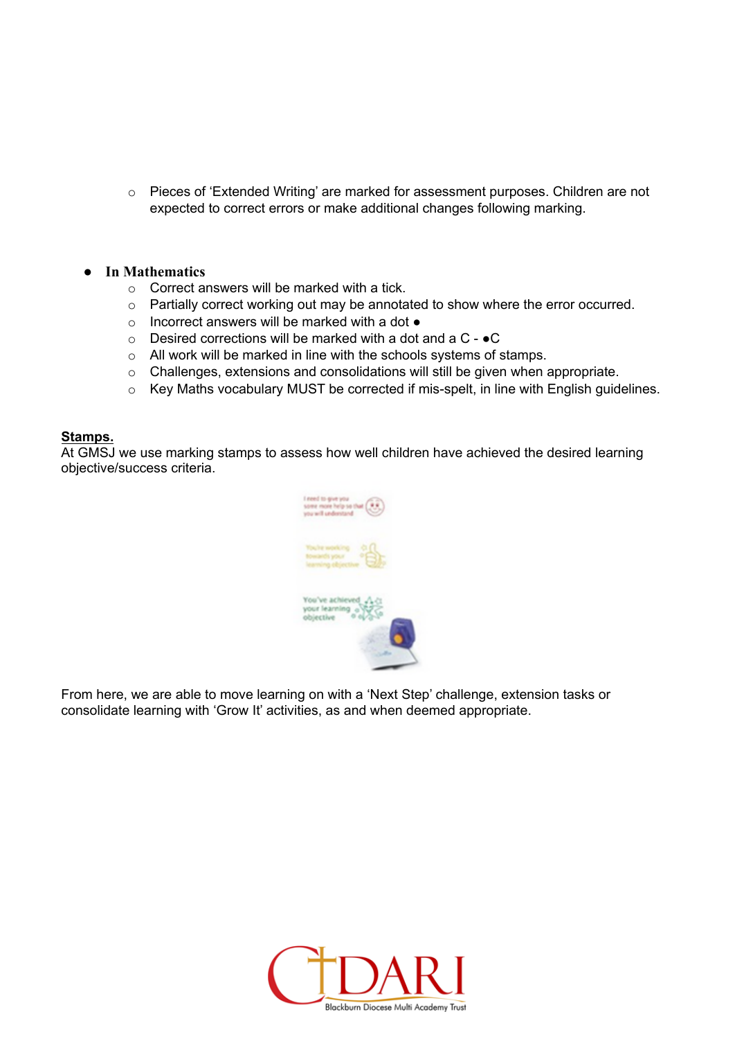- Pieces of 'Extended Writing' are marked for assessment purposes. Children are not expected to correct errors or make additional changes following marking.

- **In Mathematics**
  - Correct answers will be marked with a tick.
  - Partially correct working out may be annotated to show where the error occurred.
  - Incorrect answers will be marked with a dot ●
  - Desired corrections will be marked with a dot and a C - ●C
  - All work will be marked in line with the schools systems of stamps.
  - Challenges, extensions and consolidations will still be given when appropriate.
  - Key Maths vocabulary MUST be corrected if mis-spelt, in line with English guidelines.

**<u>Stamps.</u>**

At GMSJ we use marking stamps to assess how well children have achieved the desired learning objective/success criteria.

From here, we are able to move learning on with a 'Next Step' challenge, extension tasks or consolidate learning with 'Grow It' activities, as and when deemed appropriate.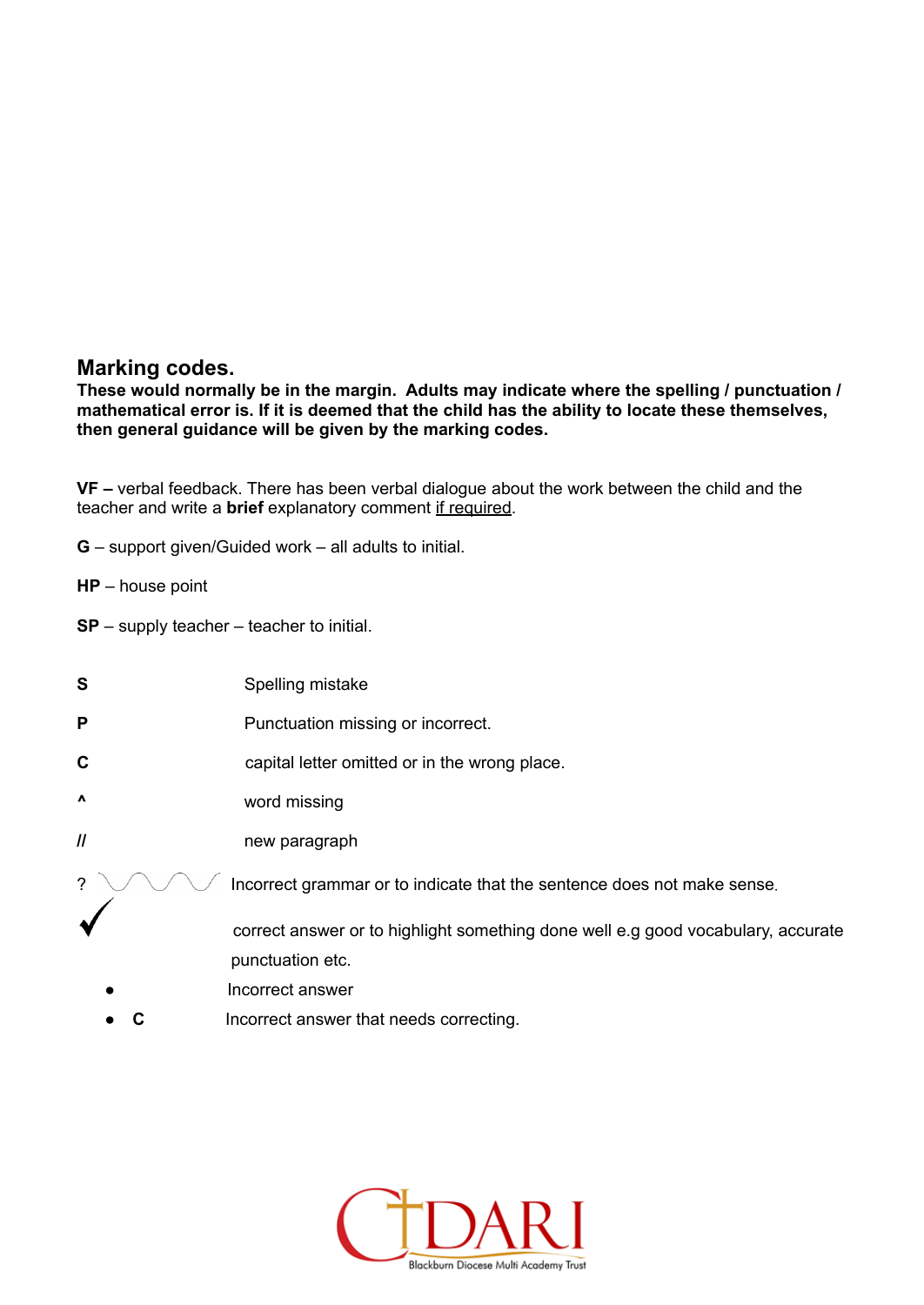## Marking codes.

**These would normally be in the margin. Adults may indicate where the spelling / punctuation / mathematical error is. If it is deemed that the child has the ability to locate these themselves, then general guidance will be given by the marking codes.**

**VF –** verbal feedback. There has been verbal dialogue about the work between the child and the teacher and write a **brief** explanatory comment <u>if required</u>.

**G** – support given/Guided work – all adults to initial.

**HP** – house point

**SP** – supply teacher – teacher to initial.

| | |
|---|---|
| **S** | Spelling mistake |
| **P** | Punctuation missing or incorrect. |
| **C** | capital letter omitted or in the wrong place. |
| **^** | word missing |
| **//** | new paragraph |
| ? ﹏﹏ | Incorrect grammar or to indicate that the sentence does not make sense. |
| ✓ | correct answer or to highlight something done well e.g good vocabulary, accurate punctuation etc. |

- Incorrect answer
- **C** Incorrect answer that needs correcting.

CDARI Blackburn Diocese Multi Academy Trust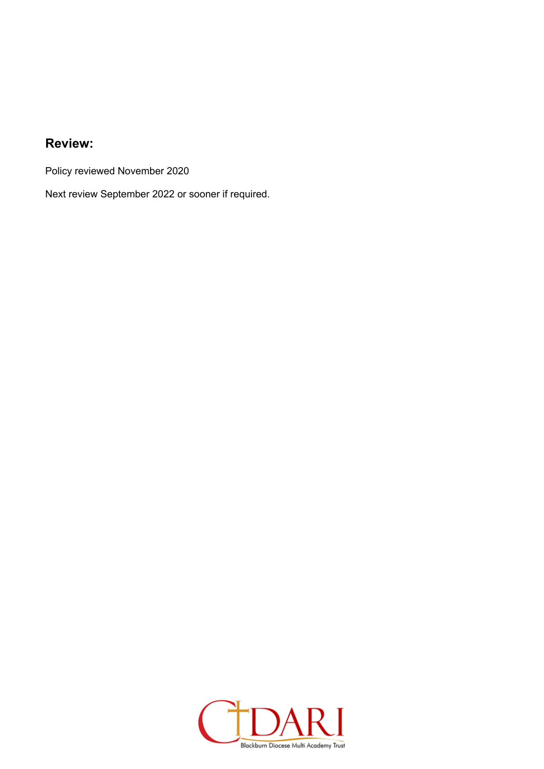## Review:

Policy reviewed November 2020

Next review September 2022 or sooner if required.